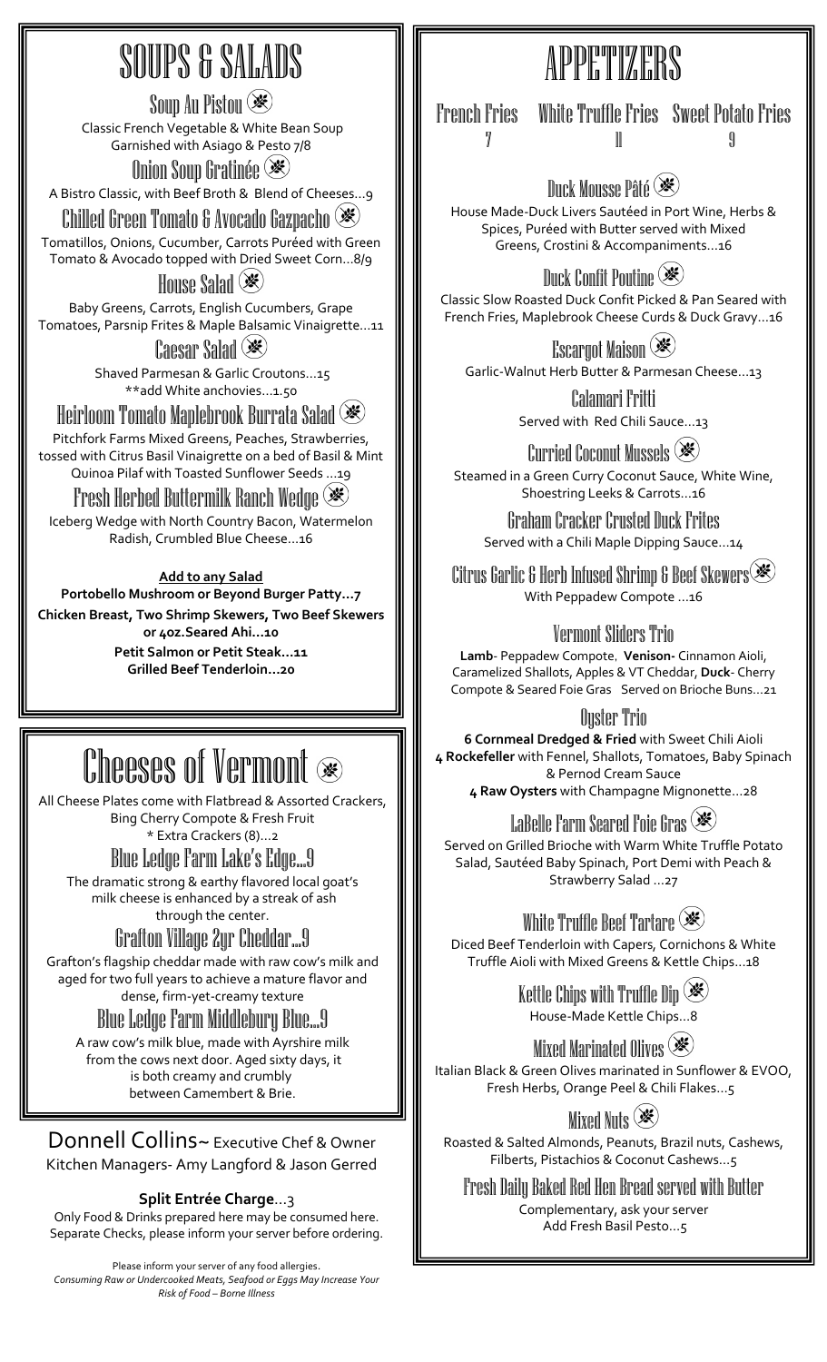# SOUPS & SALADS

### Soup Au Pistou

Classic French Vegetable & White Bean Soup Garnished with Asiago & Pesto 7/8

### Onion Soup Gratinée

A Bistro Classic, with Beef Broth & Blend of Cheeses…9

### Chilled Green Tomato & Avocado Gazpacho

Tomatillos, Onions, Cucumber, Carrots Puréed with Green Tomato & Avocado topped with Dried Sweet Corn…8/9

### House Salad

Baby Greens, Carrots, English Cucumbers, Grape Tomatoes, Parsnip Frites & Maple Balsamic Vinaigrette…11

### Caesar Salad

Shaved Parmesan & Garlic Croutons…15
**add White anchovies…1.50

### Heirloom Tomato Maplebrook Burrata Salad

Pitchfork Farms Mixed Greens, Peaches, Strawberries, tossed with Citrus Basil Vinaigrette on a bed of Basil & Mint Quinoa Pilaf with Toasted Sunflower Seeds …19

### Fresh Herbed Buttermilk Ranch Wedge

Iceberg Wedge with North Country Bacon, Watermelon Radish, Crumbled Blue Cheese…16

**Add to any Salad**

**Portobello Mushroom or Beyond Burger Patty…7**

**Chicken Breast, Two Shrimp Skewers, Two Beef Skewers or 4oz.Seared Ahi…10**

**Petit Salmon or Petit Steak…11**

**Grilled Beef Tenderloin…20**

# Cheeses of Vermont

All Cheese Plates come with Flatbread & Assorted Crackers, Bing Cherry Compote & Fresh Fruit
* Extra Crackers (8)…2

### Blue Ledge Farm Lake's Edge…9

The dramatic strong & earthy flavored local goat's milk cheese is enhanced by a streak of ash through the center.

### Grafton Village 2yr Cheddar…9

Grafton's flagship cheddar made with raw cow's milk and aged for two full years to achieve a mature flavor and dense, firm-yet-creamy texture

### Blue Ledge Farm Middlebury Blue…9

A raw cow's milk blue, made with Ayrshire milk from the cows next door. Aged sixty days, it is both creamy and crumbly between Camembert & Brie.

Donnell Collins~ Executive Chef & Owner
Kitchen Managers- Amy Langford & Jason Gerred

**Split Entrée Charge**…3
Only Food & Drinks prepared here may be consumed here.
Separate Checks, please inform your server before ordering.

Please inform your server of any food allergies.
*Consuming Raw or Undercooked Meats, Seafood or Eggs May Increase Your Risk of Food – Borne Illness*

# APPETIZERS

| French Fries | White Truffle Fries | Sweet Potato Fries |
|---|---|---|
| 7 | 11 | 9 |

### Duck Mousse Pâté

House Made-Duck Livers Sautéed in Port Wine, Herbs & Spices, Puréed with Butter served with Mixed Greens, Crostini & Accompaniments…16

### Duck Confit Poutine

Classic Slow Roasted Duck Confit Picked & Pan Seared with French Fries, Maplebrook Cheese Curds & Duck Gravy…16

### Escargot Maison

Garlic-Walnut Herb Butter & Parmesan Cheese…13

### Calamari Fritti

Served with Red Chili Sauce…13

### Curried Coconut Mussels

Steamed in a Green Curry Coconut Sauce, White Wine, Shoestring Leeks & Carrots…16

### Graham Cracker Crusted Duck Frites

Served with a Chili Maple Dipping Sauce…14

### Citrus Garlic & Herb Infused Shrimp & Beef Skewers

With Peppadew Compote …16

### Vermont Sliders Trio

**Lamb**- Peppadew Compote, **Venison-** Cinnamon Aioli, Caramelized Shallots, Apples & VT Cheddar, **Duck**- Cherry Compote & Seared Foie Gras Served on Brioche Buns…21

### Oyster Trio

**6 Cornmeal Dredged & Fried** with Sweet Chili Aioli
**4 Rockefeller** with Fennel, Shallots, Tomatoes, Baby Spinach & Pernod Cream Sauce
**4 Raw Oysters** with Champagne Mignonette…28

### LaBelle Farm Seared Foie Gras

Served on Grilled Brioche with Warm White Truffle Potato Salad, Sautéed Baby Spinach, Port Demi with Peach & Strawberry Salad …27

### White Truffle Beef Tartare

Diced Beef Tenderloin with Capers, Cornichons & White Truffle Aioli with Mixed Greens & Kettle Chips…18

### Kettle Chips with Truffle Dip

House-Made Kettle Chips…8

### Mixed Marinated Olives

Italian Black & Green Olives marinated in Sunflower & EVOO, Fresh Herbs, Orange Peel & Chili Flakes…5

### Mixed Nuts

Roasted & Salted Almonds, Peanuts, Brazil nuts, Cashews, Filberts, Pistachios & Coconut Cashews…5

### Fresh Daily Baked Red Hen Bread served with Butter

Complementary, ask your server
Add Fresh Basil Pesto…5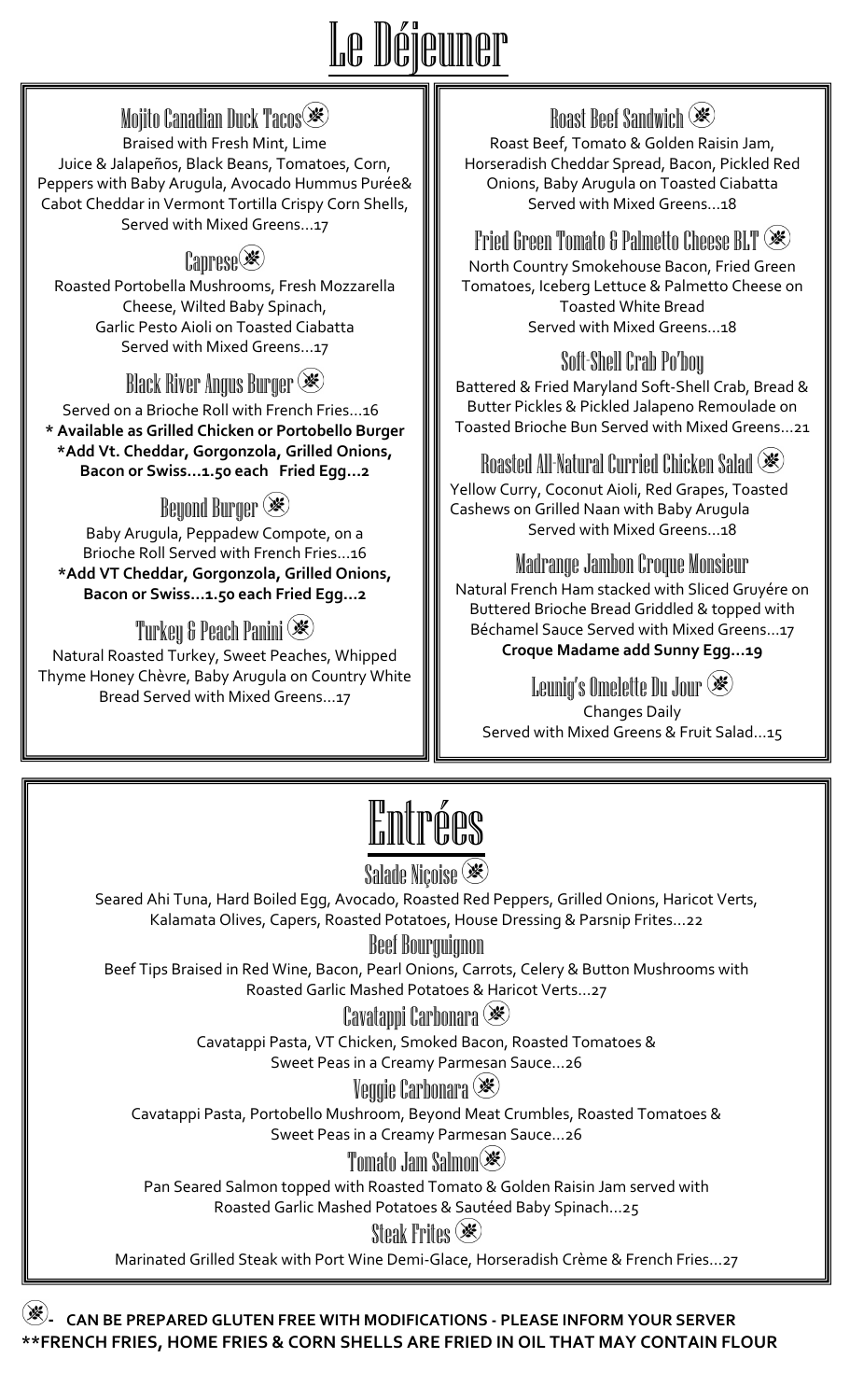# Le Déjeuner

### Mojito Canadian Duck Tacos (GF)

Braised with Fresh Mint, Lime Juice & Jalapeños, Black Beans, Tomatoes, Corn, Peppers with Baby Arugula, Avocado Hummus Purée& Cabot Cheddar in Vermont Tortilla Crispy Corn Shells, Served with Mixed Greens…17

### Caprese (GF)

Roasted Portobella Mushrooms, Fresh Mozzarella Cheese, Wilted Baby Spinach, Garlic Pesto Aioli on Toasted Ciabatta Served with Mixed Greens…17

### Black River Angus Burger (GF)

Served on a Brioche Roll with French Fries…16

**\* Available as Grilled Chicken or Portobello Burger**
**\*Add Vt. Cheddar, Gorgonzola, Grilled Onions, Bacon or Swiss…1.50 each Fried Egg…2**

### Beyond Burger (GF)

Baby Arugula, Peppadew Compote, on a Brioche Roll Served with French Fries…16

**\*Add VT Cheddar, Gorgonzola, Grilled Onions, Bacon or Swiss…1.50 each Fried Egg…2**

### Turkey & Peach Panini (GF)

Natural Roasted Turkey, Sweet Peaches, Whipped Thyme Honey Chèvre, Baby Arugula on Country White Bread Served with Mixed Greens…17

### Roast Beef Sandwich (GF)

Roast Beef, Tomato & Golden Raisin Jam, Horseradish Cheddar Spread, Bacon, Pickled Red Onions, Baby Arugula on Toasted Ciabatta Served with Mixed Greens…18

### Fried Green Tomato & Palmetto Cheese BLT (GF)

North Country Smokehouse Bacon, Fried Green Tomatoes, Iceberg Lettuce & Palmetto Cheese on Toasted White Bread Served with Mixed Greens…18

### Soft-Shell Crab Po'boy

Battered & Fried Maryland Soft-Shell Crab, Bread & Butter Pickles & Pickled Jalapeno Remoulade on Toasted Brioche Bun Served with Mixed Greens…21

### Roasted All-Natural Curried Chicken Salad (GF)

Yellow Curry, Coconut Aioli, Red Grapes, Toasted Cashews on Grilled Naan with Baby Arugula Served with Mixed Greens…18

### Madrange Jambon Croque Monsieur

Natural French Ham stacked with Sliced Gruyére on Buttered Brioche Bread Griddled & topped with Béchamel Sauce Served with Mixed Greens…17

**Croque Madame add Sunny Egg…19**

### Leunig's Omelette Du Jour (GF)

Changes Daily
Served with Mixed Greens & Fruit Salad…15

# Entrées

### Salade Niçoise (GF)

Seared Ahi Tuna, Hard Boiled Egg, Avocado, Roasted Red Peppers, Grilled Onions, Haricot Verts, Kalamata Olives, Capers, Roasted Potatoes, House Dressing & Parsnip Frites…22

### Beef Bourguignon

Beef Tips Braised in Red Wine, Bacon, Pearl Onions, Carrots, Celery & Button Mushrooms with Roasted Garlic Mashed Potatoes & Haricot Verts…27

### Cavatappi Carbonara (GF)

Cavatappi Pasta, VT Chicken, Smoked Bacon, Roasted Tomatoes & Sweet Peas in a Creamy Parmesan Sauce…26

### Veggie Carbonara (GF)

Cavatappi Pasta, Portobello Mushroom, Beyond Meat Crumbles, Roasted Tomatoes & Sweet Peas in a Creamy Parmesan Sauce…26

### Tomato Jam Salmon (GF)

Pan Seared Salmon topped with Roasted Tomato & Golden Raisin Jam served with Roasted Garlic Mashed Potatoes & Sautéed Baby Spinach…25

### Steak Frites (GF)

Marinated Grilled Steak with Port Wine Demi-Glace, Horseradish Crème & French Fries…27

**(GF) - CAN BE PREPARED GLUTEN FREE WITH MODIFICATIONS - PLEASE INFORM YOUR SERVER**
**\*\*FRENCH FRIES, HOME FRIES & CORN SHELLS ARE FRIED IN OIL THAT MAY CONTAIN FLOUR**